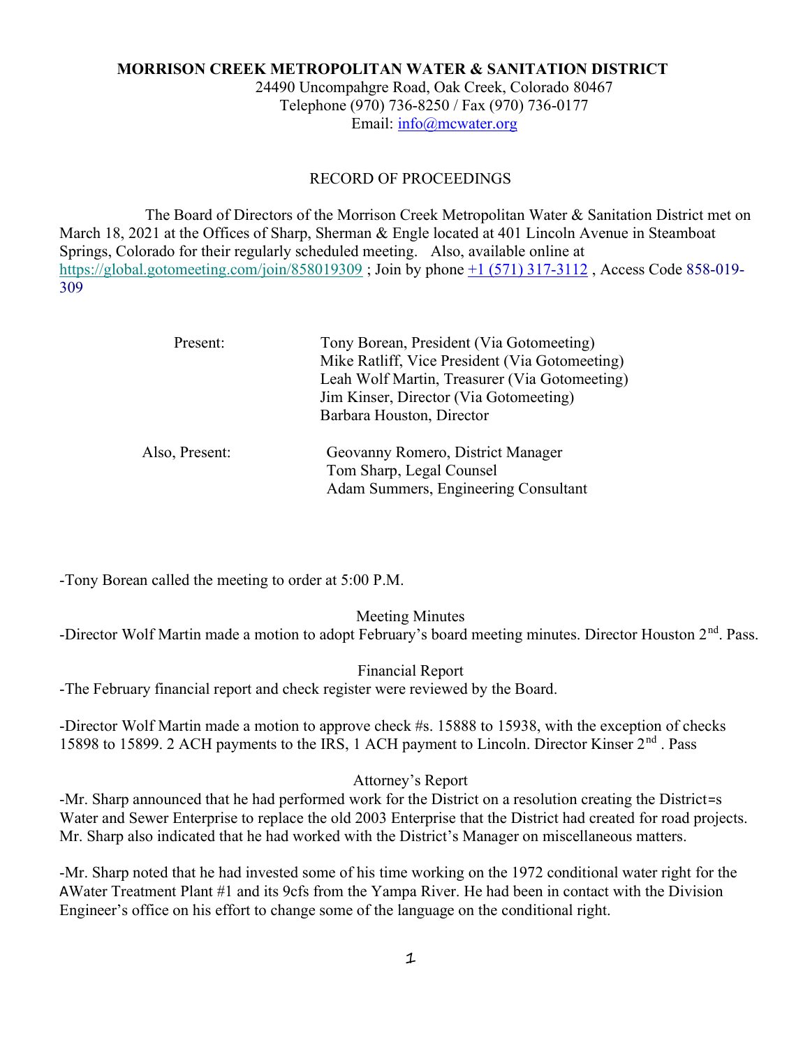**MORRISON CREEK METROPOLITAN WATER & SANITATION DISTRICT**

24490 Uncompahgre Road, Oak Creek, Colorado 80467
Telephone (970) 736-8250 / Fax (970) 736-0177
Email: info@mcwater.org

RECORD OF PROCEEDINGS

The Board of Directors of the Morrison Creek Metropolitan Water & Sanitation District met on March 18, 2021 at the Offices of Sharp, Sherman & Engle located at 401 Lincoln Avenue in Steamboat Springs, Colorado for their regularly scheduled meeting. Also, available online at https://global.gotomeeting.com/join/858019309 ; Join by phone +1 (571) 317-3112 , Access Code 858-019-309

Present:
- Tony Borean, President (Via Gotomeeting)
- Mike Ratliff, Vice President (Via Gotomeeting)
- Leah Wolf Martin, Treasurer (Via Gotomeeting)
- Jim Kinser, Director (Via Gotomeeting)
- Barbara Houston, Director

Also, Present:
- Geovanny Romero, District Manager
- Tom Sharp, Legal Counsel
- Adam Summers, Engineering Consultant

-Tony Borean called the meeting to order at 5:00 P.M.

Meeting Minutes

-Director Wolf Martin made a motion to adopt February's board meeting minutes. Director Houston 2nd. Pass.

Financial Report

-The February financial report and check register were reviewed by the Board.

-Director Wolf Martin made a motion to approve check #s. 15888 to 15938, with the exception of checks 15898 to 15899. 2 ACH payments to the IRS, 1 ACH payment to Lincoln. Director Kinser 2nd . Pass

Attorney's Report

-Mr. Sharp announced that he had performed work for the District on a resolution creating the District=s Water and Sewer Enterprise to replace the old 2003 Enterprise that the District had created for road projects. Mr. Sharp also indicated that he had worked with the District's Manager on miscellaneous matters.

-Mr. Sharp noted that he had invested some of his time working on the 1972 conditional water right for the AWater Treatment Plant #1 and its 9cfs from the Yampa River. He had been in contact with the Division Engineer's office on his effort to change some of the language on the conditional right.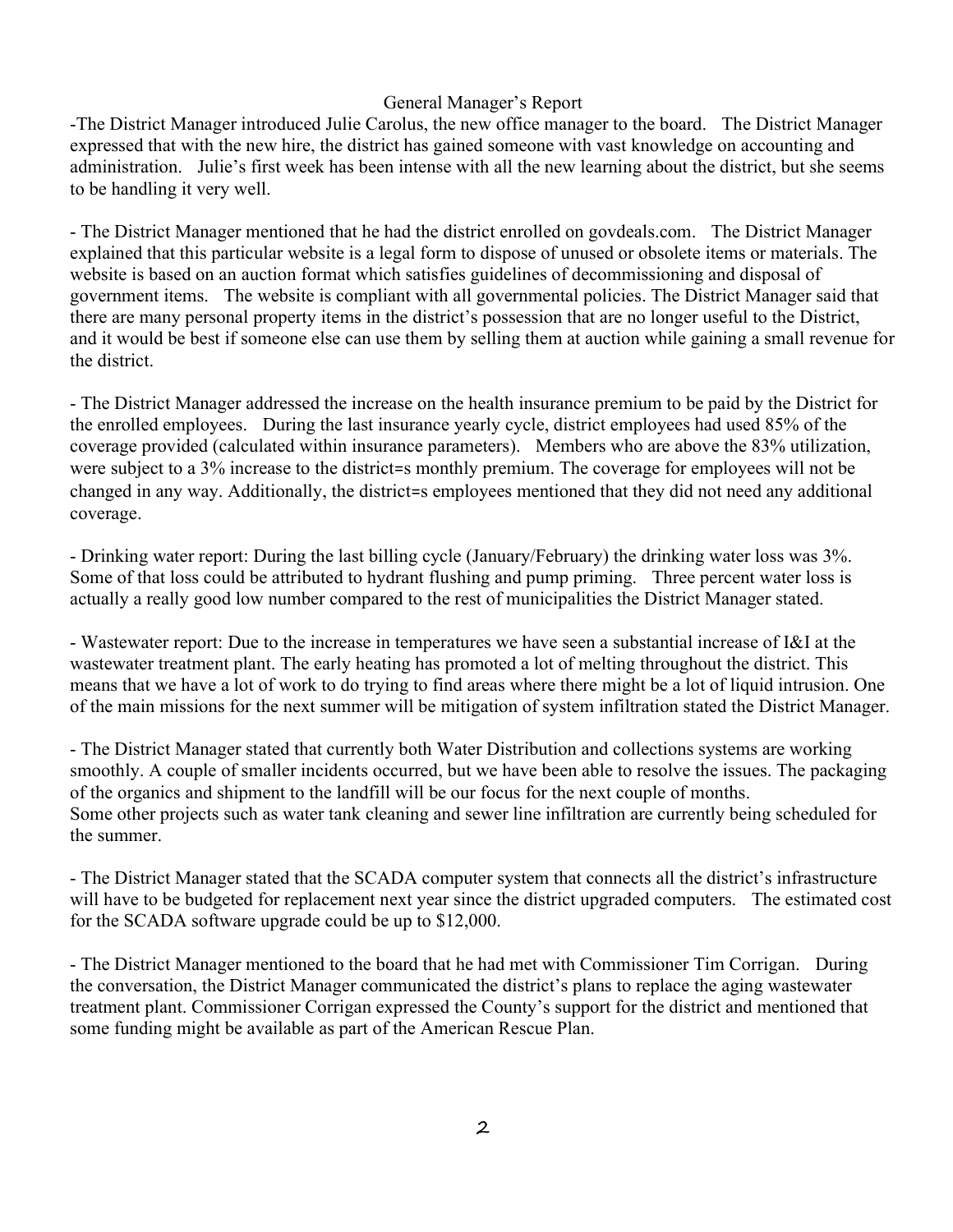## General Manager's Report

-The District Manager introduced Julie Carolus, the new office manager to the board. The District Manager expressed that with the new hire, the district has gained someone with vast knowledge on accounting and administration. Julie's first week has been intense with all the new learning about the district, but she seems to be handling it very well.

- The District Manager mentioned that he had the district enrolled on govdeals.com. The District Manager explained that this particular website is a legal form to dispose of unused or obsolete items or materials. The website is based on an auction format which satisfies guidelines of decommissioning and disposal of government items. The website is compliant with all governmental policies. The District Manager said that there are many personal property items in the district's possession that are no longer useful to the District, and it would be best if someone else can use them by selling them at auction while gaining a small revenue for the district.

- The District Manager addressed the increase on the health insurance premium to be paid by the District for the enrolled employees. During the last insurance yearly cycle, district employees had used 85% of the coverage provided (calculated within insurance parameters). Members who are above the 83% utilization, were subject to a 3% increase to the district=s monthly premium. The coverage for employees will not be changed in any way. Additionally, the district=s employees mentioned that they did not need any additional coverage.

- Drinking water report: During the last billing cycle (January/February) the drinking water loss was 3%. Some of that loss could be attributed to hydrant flushing and pump priming. Three percent water loss is actually a really good low number compared to the rest of municipalities the District Manager stated.

- Wastewater report: Due to the increase in temperatures we have seen a substantial increase of I&I at the wastewater treatment plant. The early heating has promoted a lot of melting throughout the district. This means that we have a lot of work to do trying to find areas where there might be a lot of liquid intrusion. One of the main missions for the next summer will be mitigation of system infiltration stated the District Manager.

- The District Manager stated that currently both Water Distribution and collections systems are working smoothly. A couple of smaller incidents occurred, but we have been able to resolve the issues. The packaging of the organics and shipment to the landfill will be our focus for the next couple of months.
Some other projects such as water tank cleaning and sewer line infiltration are currently being scheduled for the summer.

- The District Manager stated that the SCADA computer system that connects all the district's infrastructure will have to be budgeted for replacement next year since the district upgraded computers. The estimated cost for the SCADA software upgrade could be up to $12,000.

- The District Manager mentioned to the board that he had met with Commissioner Tim Corrigan. During the conversation, the District Manager communicated the district's plans to replace the aging wastewater treatment plant. Commissioner Corrigan expressed the County's support for the district and mentioned that some funding might be available as part of the American Rescue Plan.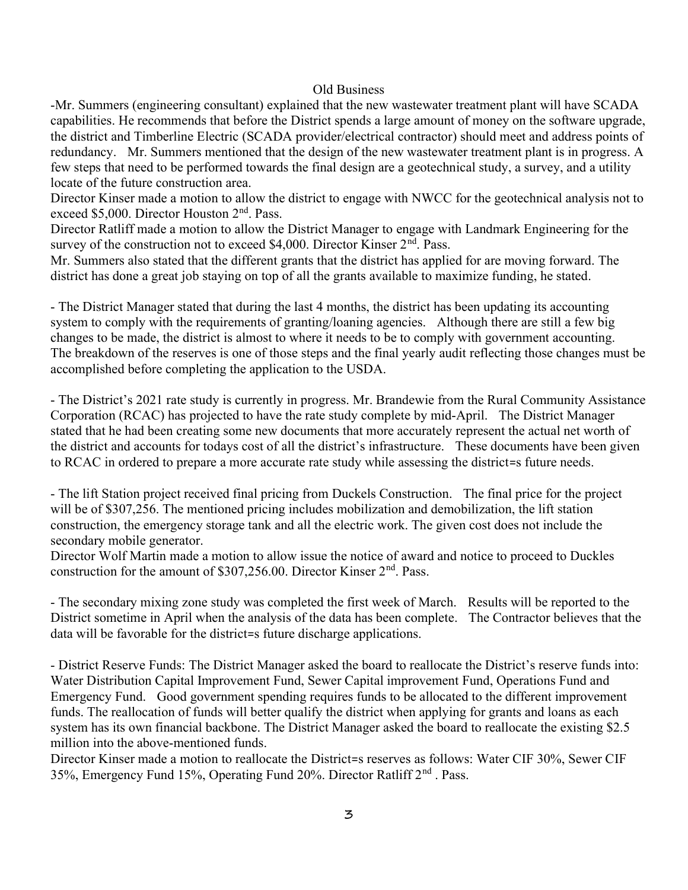## Old Business

-Mr. Summers (engineering consultant) explained that the new wastewater treatment plant will have SCADA capabilities. He recommends that before the District spends a large amount of money on the software upgrade, the district and Timberline Electric (SCADA provider/electrical contractor) should meet and address points of redundancy. Mr. Summers mentioned that the design of the new wastewater treatment plant is in progress. A few steps that need to be performed towards the final design are a geotechnical study, a survey, and a utility locate of the future construction area.

Director Kinser made a motion to allow the district to engage with NWCC for the geotechnical analysis not to exceed $5,000. Director Houston 2nd. Pass.

Director Ratliff made a motion to allow the District Manager to engage with Landmark Engineering for the survey of the construction not to exceed $4,000. Director Kinser 2nd. Pass.

Mr. Summers also stated that the different grants that the district has applied for are moving forward. The district has done a great job staying on top of all the grants available to maximize funding, he stated.

- The District Manager stated that during the last 4 months, the district has been updating its accounting system to comply with the requirements of granting/loaning agencies. Although there are still a few big changes to be made, the district is almost to where it needs to be to comply with government accounting. The breakdown of the reserves is one of those steps and the final yearly audit reflecting those changes must be accomplished before completing the application to the USDA.

- The District's 2021 rate study is currently in progress. Mr. Brandewie from the Rural Community Assistance Corporation (RCAC) has projected to have the rate study complete by mid-April. The District Manager stated that he had been creating some new documents that more accurately represent the actual net worth of the district and accounts for todays cost of all the district's infrastructure. These documents have been given to RCAC in ordered to prepare a more accurate rate study while assessing the district=s future needs.

- The lift Station project received final pricing from Duckels Construction. The final price for the project will be of $307,256. The mentioned pricing includes mobilization and demobilization, the lift station construction, the emergency storage tank and all the electric work. The given cost does not include the secondary mobile generator.

Director Wolf Martin made a motion to allow issue the notice of award and notice to proceed to Duckles construction for the amount of $307,256.00. Director Kinser 2nd. Pass.

- The secondary mixing zone study was completed the first week of March. Results will be reported to the District sometime in April when the analysis of the data has been complete. The Contractor believes that the data will be favorable for the district=s future discharge applications.

- District Reserve Funds: The District Manager asked the board to reallocate the District's reserve funds into: Water Distribution Capital Improvement Fund, Sewer Capital improvement Fund, Operations Fund and Emergency Fund. Good government spending requires funds to be allocated to the different improvement funds. The reallocation of funds will better qualify the district when applying for grants and loans as each system has its own financial backbone. The District Manager asked the board to reallocate the existing $2.5 million into the above-mentioned funds.

Director Kinser made a motion to reallocate the District=s reserves as follows: Water CIF 30%, Sewer CIF 35%, Emergency Fund 15%, Operating Fund 20%. Director Ratliff 2nd . Pass.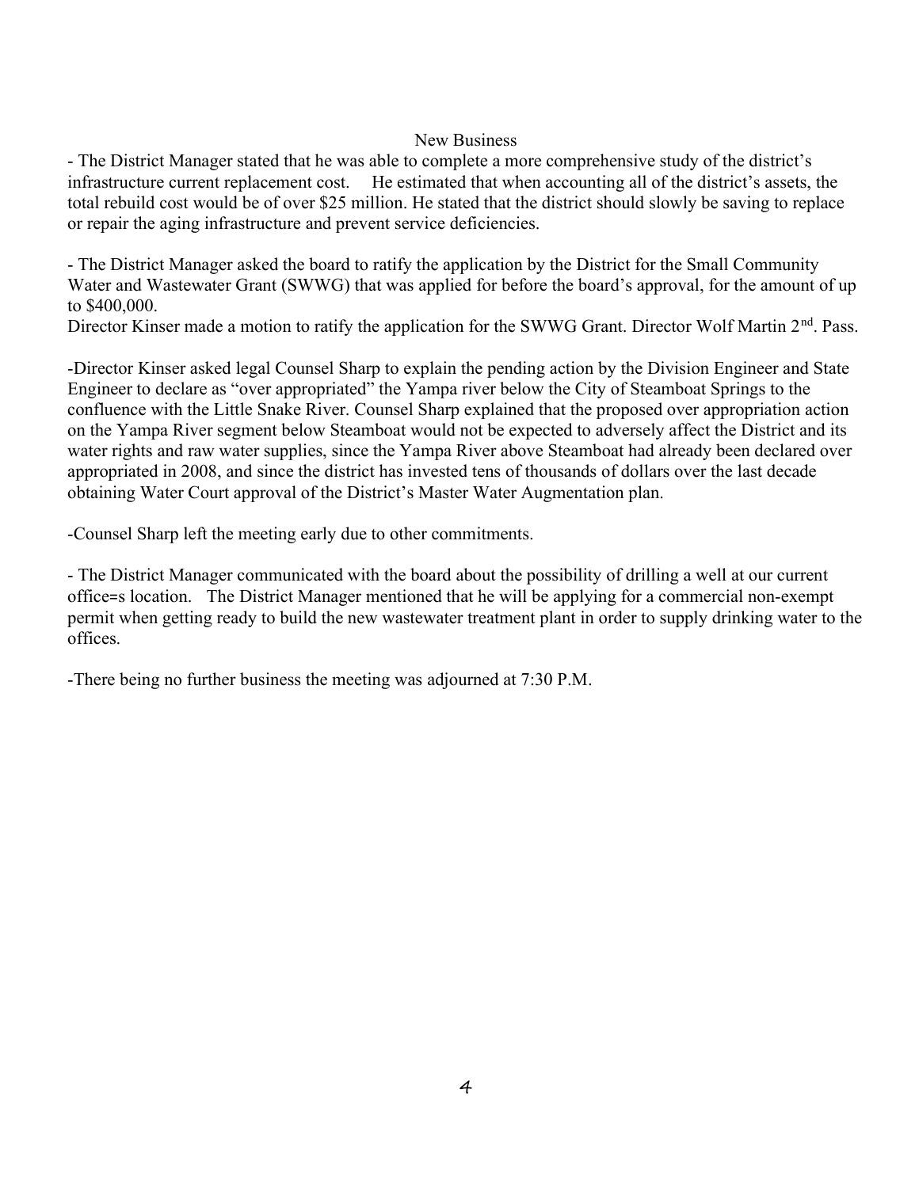## New Business

- The District Manager stated that he was able to complete a more comprehensive study of the district's infrastructure current replacement cost. He estimated that when accounting all of the district's assets, the total rebuild cost would be of over $25 million. He stated that the district should slowly be saving to replace or repair the aging infrastructure and prevent service deficiencies.

- The District Manager asked the board to ratify the application by the District for the Small Community Water and Wastewater Grant (SWWG) that was applied for before the board's approval, for the amount of up to $400,000.

Director Kinser made a motion to ratify the application for the SWWG Grant. Director Wolf Martin 2nd. Pass.

-Director Kinser asked legal Counsel Sharp to explain the pending action by the Division Engineer and State Engineer to declare as "over appropriated" the Yampa river below the City of Steamboat Springs to the confluence with the Little Snake River. Counsel Sharp explained that the proposed over appropriation action on the Yampa River segment below Steamboat would not be expected to adversely affect the District and its water rights and raw water supplies, since the Yampa River above Steamboat had already been declared over appropriated in 2008, and since the district has invested tens of thousands of dollars over the last decade obtaining Water Court approval of the District's Master Water Augmentation plan.

-Counsel Sharp left the meeting early due to other commitments.

- The District Manager communicated with the board about the possibility of drilling a well at our current office=s location. The District Manager mentioned that he will be applying for a commercial non-exempt permit when getting ready to build the new wastewater treatment plant in order to supply drinking water to the offices.

-There being no further business the meeting was adjourned at 7:30 P.M.